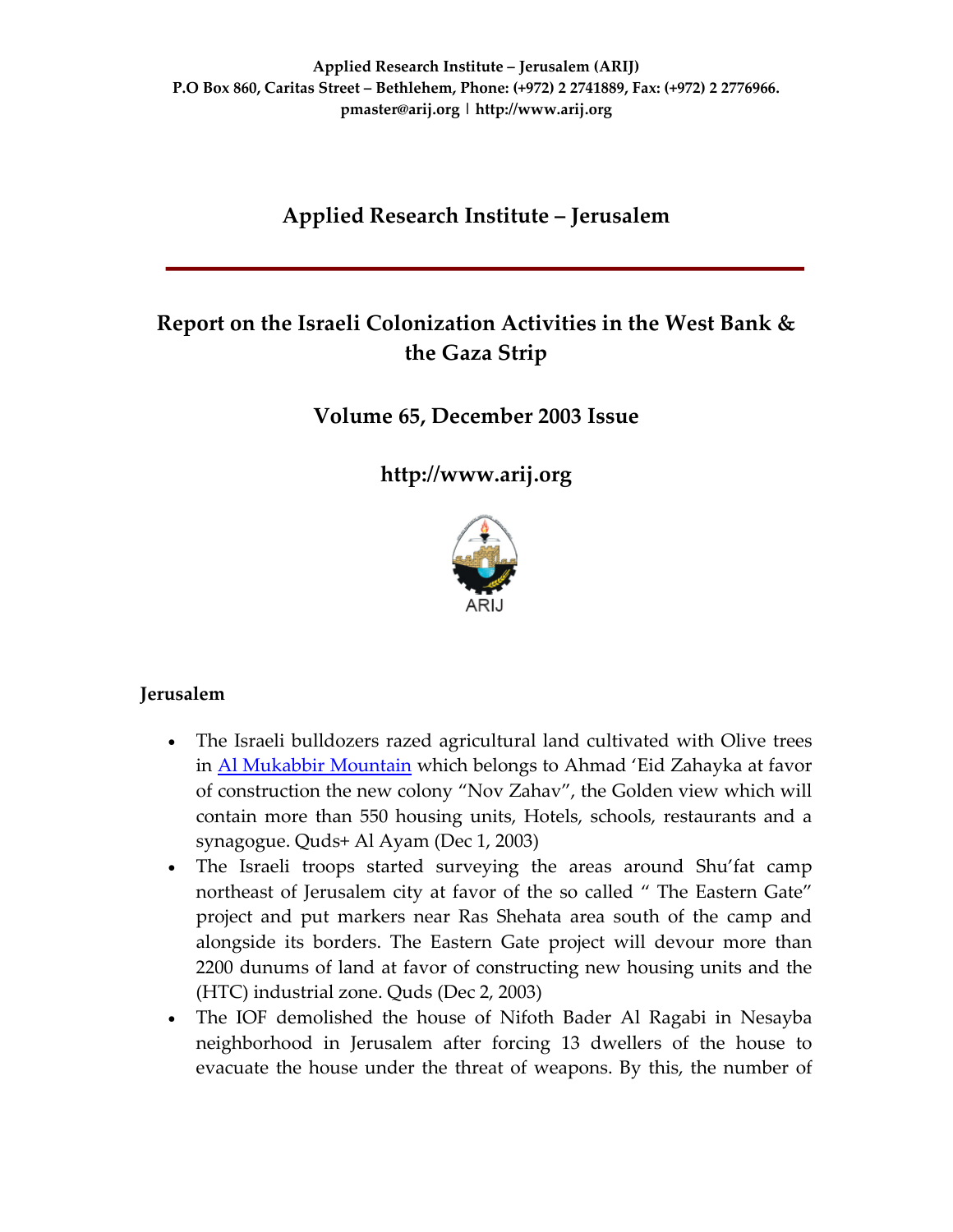Applied Research Institute – Jerusalem (ARIJ)
P.O Box 860, Caritas Street – Bethlehem, Phone: (+972) 2 2741889, Fax: (+972) 2 2776966.
pmaster@arij.org | http://www.arij.org

# Applied Research Institute – Jerusalem

## Report on the Israeli Colonization Activities in the West Bank & the Gaza Strip

## Volume 65, December 2003 Issue

## http://www.arij.org

ARIJ

### Jerusalem

- The Israeli bulldozers razed agricultural land cultivated with Olive trees in [Al Mukabbir Mountain]() which belongs to Ahmad 'Eid Zahayka at favor of construction the new colony "Nov Zahav", the Golden view which will contain more than 550 housing units, Hotels, schools, restaurants and a synagogue. Quds+ Al Ayam (Dec 1, 2003)
- The Israeli troops started surveying the areas around Shu'fat camp northeast of Jerusalem city at favor of the so called " The Eastern Gate" project and put markers near Ras Shehata area south of the camp and alongside its borders. The Eastern Gate project will devour more than 2200 dunums of land at favor of constructing new housing units and the (HTC) industrial zone. Quds (Dec 2, 2003)
- The IOF demolished the house of Nifoth Bader Al Ragabi in Nesayba neighborhood in Jerusalem after forcing 13 dwellers of the house to evacuate the house under the threat of weapons. By this, the number of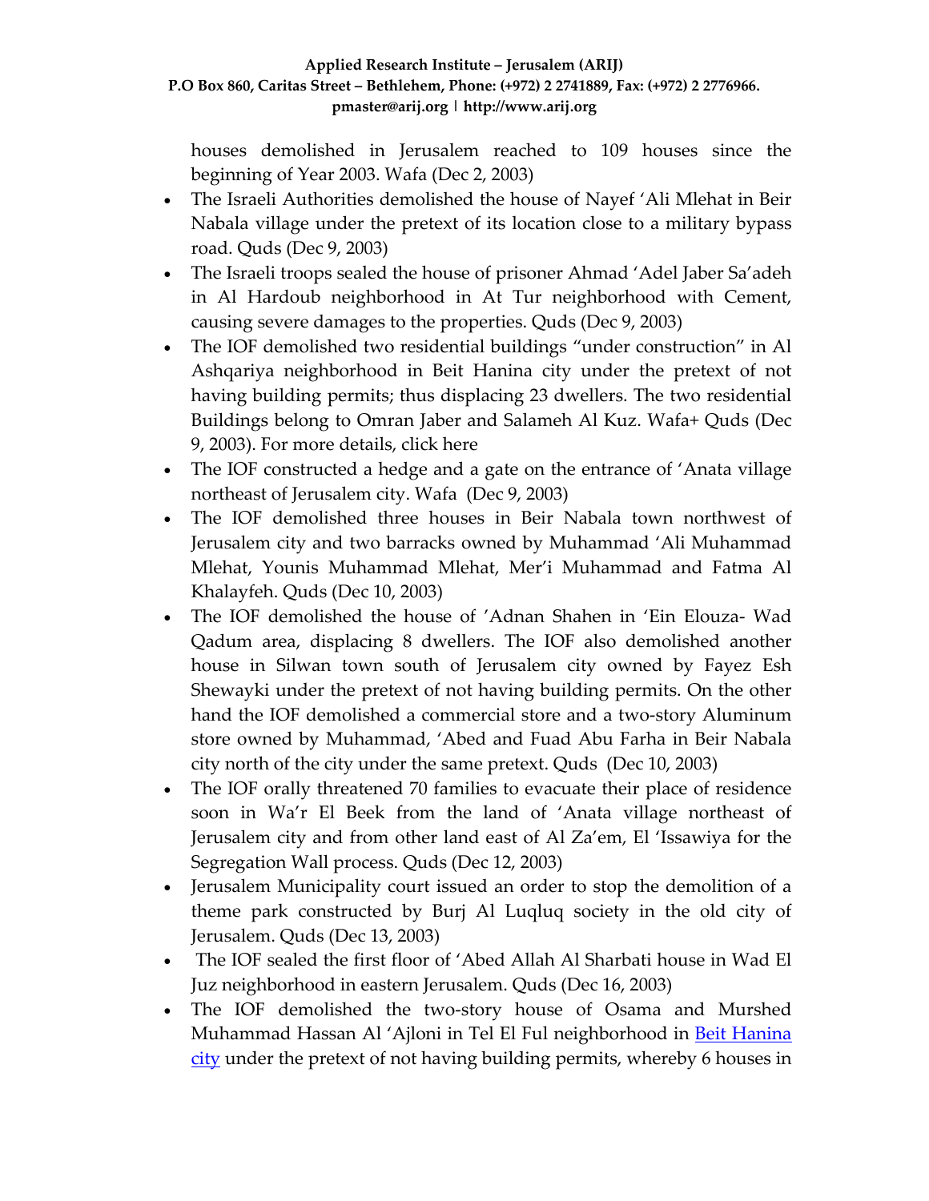houses demolished in Jerusalem reached to 109 houses since the beginning of Year 2003. Wafa (Dec 2, 2003)

- The Israeli Authorities demolished the house of Nayef ‘Ali Mlehat in Beir Nabala village under the pretext of its location close to a military bypass road. Quds (Dec 9, 2003)
- The Israeli troops sealed the house of prisoner Ahmad ‘Adel Jaber Sa’adeh in Al Hardoub neighborhood in At Tur neighborhood with Cement, causing severe damages to the properties. Quds (Dec 9, 2003)
- The IOF demolished two residential buildings “under construction” in Al Ashqariya neighborhood in Beit Hanina city under the pretext of not having building permits; thus displacing 23 dwellers. The two residential Buildings belong to Omran Jaber and Salameh Al Kuz. Wafa+ Quds (Dec 9, 2003). For more details, click here
- The IOF constructed a hedge and a gate on the entrance of ‘Anata village northeast of Jerusalem city. Wafa (Dec 9, 2003)
- The IOF demolished three houses in Beir Nabala town northwest of Jerusalem city and two barracks owned by Muhammad ‘Ali Muhammad Mlehat, Younis Muhammad Mlehat, Mer’i Muhammad and Fatma Al Khalayfeh. Quds (Dec 10, 2003)
- The IOF demolished the house of ’Adnan Shahen in ‘Ein Elouza- Wad Qadum area, displacing 8 dwellers. The IOF also demolished another house in Silwan town south of Jerusalem city owned by Fayez Esh Shewayki under the pretext of not having building permits. On the other hand the IOF demolished a commercial store and a two-story Aluminum store owned by Muhammad, ‘Abed and Fuad Abu Farha in Beir Nabala city north of the city under the same pretext. Quds (Dec 10, 2003)
- The IOF orally threatened 70 families to evacuate their place of residence soon in Wa’r El Beek from the land of ‘Anata village northeast of Jerusalem city and from other land east of Al Za’em, El ‘Issawiya for the Segregation Wall process. Quds (Dec 12, 2003)
- Jerusalem Municipality court issued an order to stop the demolition of a theme park constructed by Burj Al Luqluq society in the old city of Jerusalem. Quds (Dec 13, 2003)
- The IOF sealed the first floor of ‘Abed Allah Al Sharbati house in Wad El Juz neighborhood in eastern Jerusalem. Quds (Dec 16, 2003)
- The IOF demolished the two-story house of Osama and Murshed Muhammad Hassan Al ‘Ajloni in Tel El Ful neighborhood in Beit Hanina city under the pretext of not having building permits, whereby 6 houses in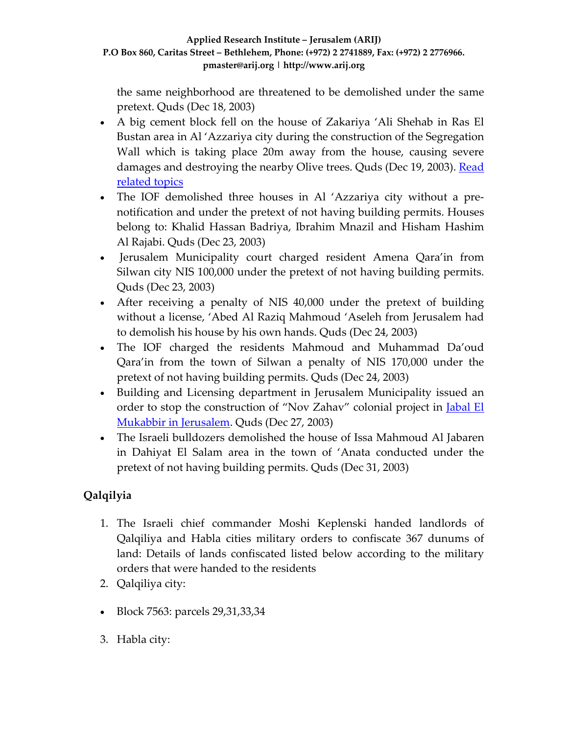the same neighborhood are threatened to be demolished under the same pretext. Quds (Dec 18, 2003)

- A big cement block fell on the house of Zakariya 'Ali Shehab in Ras El Bustan area in Al 'Azzariya city during the construction of the Segregation Wall which is taking place 20m away from the house, causing severe damages and destroying the nearby Olive trees. Quds (Dec 19, 2003). Read related topics
- The IOF demolished three houses in Al 'Azzariya city without a pre-notification and under the pretext of not having building permits. Houses belong to: Khalid Hassan Badriya, Ibrahim Mnazil and Hisham Hashim Al Rajabi. Quds (Dec 23, 2003)
- Jerusalem Municipality court charged resident Amena Qara'in from Silwan city NIS 100,000 under the pretext of not having building permits. Quds (Dec 23, 2003)
- After receiving a penalty of NIS 40,000 under the pretext of building without a license, 'Abed Al Raziq Mahmoud 'Aseleh from Jerusalem had to demolish his house by his own hands. Quds (Dec 24, 2003)
- The IOF charged the residents Mahmoud and Muhammad Da'oud Qara'in from the town of Silwan a penalty of NIS 170,000 under the pretext of not having building permits. Quds (Dec 24, 2003)
- Building and Licensing department in Jerusalem Municipality issued an order to stop the construction of "Nov Zahav" colonial project in Jabal El Mukabbir in Jerusalem. Quds (Dec 27, 2003)
- The Israeli bulldozers demolished the house of Issa Mahmoud Al Jabaren in Dahiyat El Salam area in the town of 'Anata conducted under the pretext of not having building permits. Quds (Dec 31, 2003)

## Qalqilyia

1. The Israeli chief commander Moshi Keplenski handed landlords of Qalqiliya and Habla cities military orders to confiscate 367 dunums of land: Details of lands confiscated listed below according to the military orders that were handed to the residents
2. Qalqiliya city:

- Block 7563: parcels 29,31,33,34

3. Habla city: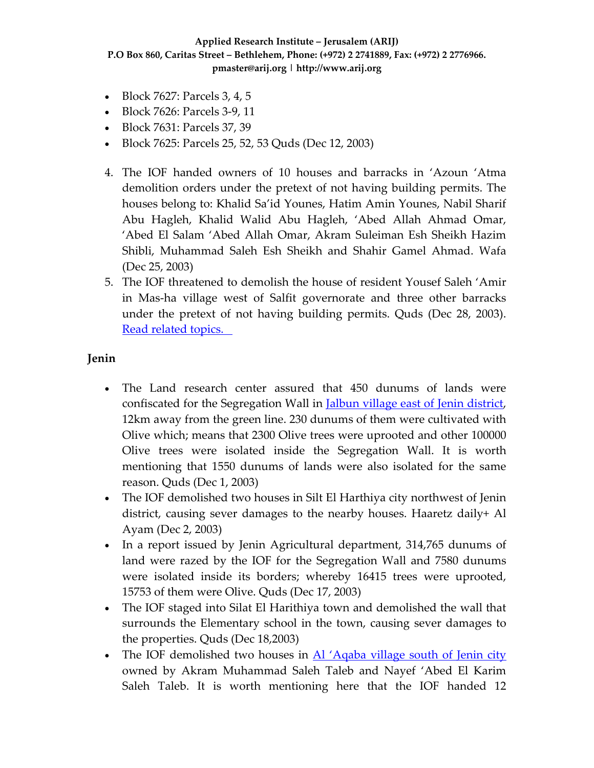- Block 7627: Parcels 3, 4, 5
- Block 7626: Parcels 3-9, 11
- Block 7631: Parcels 37, 39
- Block 7625: Parcels 25, 52, 53 Quds (Dec 12, 2003)

4. The IOF handed owners of 10 houses and barracks in 'Azoun 'Atma demolition orders under the pretext of not having building permits. The houses belong to: Khalid Sa'id Younes, Hatim Amin Younes, Nabil Sharif Abu Hagleh, Khalid Walid Abu Hagleh, 'Abed Allah Ahmad Omar, 'Abed El Salam 'Abed Allah Omar, Akram Suleiman Esh Sheikh Hazim Shibli, Muhammad Saleh Esh Sheikh and Shahir Gamel Ahmad. Wafa (Dec 25, 2003)
5. The IOF threatened to demolish the house of resident Yousef Saleh 'Amir in Mas-ha village west of Salfit governorate and three other barracks under the pretext of not having building permits. Quds (Dec 28, 2003). [Read related topics.](#)

## Jenin

- The Land research center assured that 450 dunums of lands were confiscated for the Segregation Wall in [Jalbun village east of Jenin district](#), 12km away from the green line. 230 dunums of them were cultivated with Olive which; means that 2300 Olive trees were uprooted and other 100000 Olive trees were isolated inside the Segregation Wall. It is worth mentioning that 1550 dunums of lands were also isolated for the same reason. Quds (Dec 1, 2003)
- The IOF demolished two houses in Silt El Harthiya city northwest of Jenin district, causing sever damages to the nearby houses. Haaretz daily+ Al Ayam (Dec 2, 2003)
- In a report issued by Jenin Agricultural department, 314,765 dunums of land were razed by the IOF for the Segregation Wall and 7580 dunums were isolated inside its borders; whereby 16415 trees were uprooted, 15753 of them were Olive. Quds (Dec 17, 2003)
- The IOF staged into Silat El Harithiya town and demolished the wall that surrounds the Elementary school in the town, causing sever damages to the properties. Quds (Dec 18,2003)
- The IOF demolished two houses in [Al 'Aqaba village south of Jenin city](#) owned by Akram Muhammad Saleh Taleb and Nayef 'Abed El Karim Saleh Taleb. It is worth mentioning here that the IOF handed 12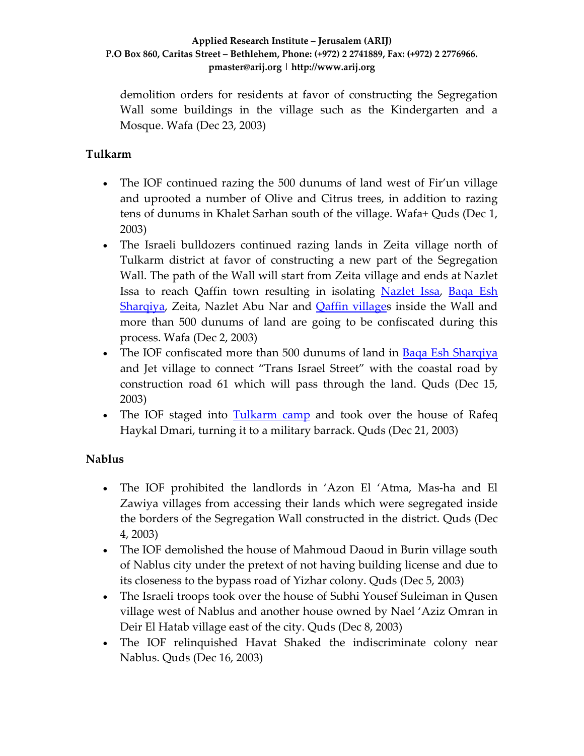demolition orders for residents at favor of constructing the Segregation Wall some buildings in the village such as the Kindergarten and a Mosque. Wafa (Dec 23, 2003)

**Tulkarm**

- The IOF continued razing the 500 dunums of land west of Fir'un village and uprooted a number of Olive and Citrus trees, in addition to razing tens of dunums in Khalet Sarhan south of the village. Wafa+ Quds (Dec 1, 2003)
- The Israeli bulldozers continued razing lands in Zeita village north of Tulkarm district at favor of constructing a new part of the Segregation Wall. The path of the Wall will start from Zeita village and ends at Nazlet Issa to reach Qaffin town resulting in isolating Nazlet Issa, Baqa Esh Sharqiya, Zeita, Nazlet Abu Nar and Qaffin villages inside the Wall and more than 500 dunums of land are going to be confiscated during this process. Wafa (Dec 2, 2003)
- The IOF confiscated more than 500 dunums of land in Baqa Esh Sharqiya and Jet village to connect "Trans Israel Street" with the coastal road by construction road 61 which will pass through the land. Quds (Dec 15, 2003)
- The IOF staged into Tulkarm camp and took over the house of Rafeq Haykal Dmari, turning it to a military barrack. Quds (Dec 21, 2003)

**Nablus**

- The IOF prohibited the landlords in 'Azon El 'Atma, Mas-ha and El Zawiya villages from accessing their lands which were segregated inside the borders of the Segregation Wall constructed in the district. Quds (Dec 4, 2003)
- The IOF demolished the house of Mahmoud Daoud in Burin village south of Nablus city under the pretext of not having building license and due to its closeness to the bypass road of Yizhar colony. Quds (Dec 5, 2003)
- The Israeli troops took over the house of Subhi Yousef Suleiman in Qusen village west of Nablus and another house owned by Nael 'Aziz Omran in Deir El Hatab village east of the city. Quds (Dec 8, 2003)
- The IOF relinquished Havat Shaked the indiscriminate colony near Nablus. Quds (Dec 16, 2003)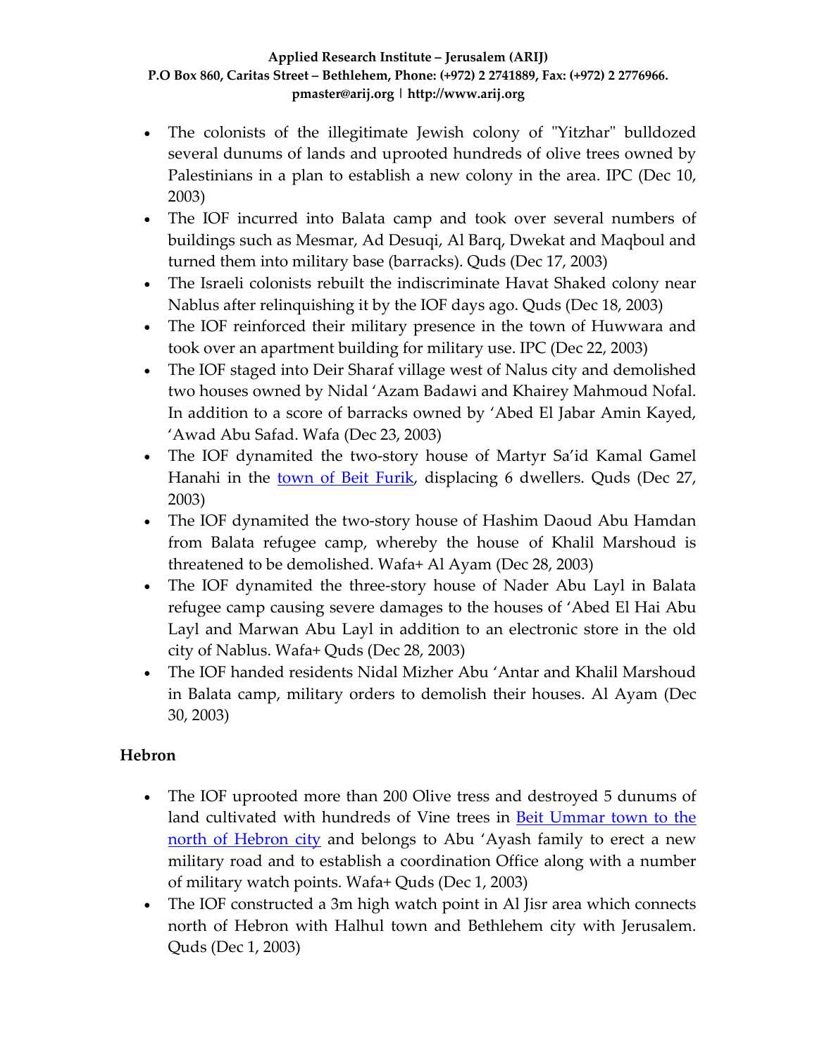- The colonists of the illegitimate Jewish colony of "Yitzhar" bulldozed several dunums of lands and uprooted hundreds of olive trees owned by Palestinians in a plan to establish a new colony in the area. IPC (Dec 10, 2003)
- The IOF incurred into Balata camp and took over several numbers of buildings such as Mesmar, Ad Desuqi, Al Barq, Dwekat and Maqboul and turned them into military base (barracks). Quds (Dec 17, 2003)
- The Israeli colonists rebuilt the indiscriminate Havat Shaked colony near Nablus after relinquishing it by the IOF days ago. Quds (Dec 18, 2003)
- The IOF reinforced their military presence in the town of Huwwara and took over an apartment building for military use. IPC (Dec 22, 2003)
- The IOF staged into Deir Sharaf village west of Nalus city and demolished two houses owned by Nidal 'Azam Badawi and Khairey Mahmoud Nofal. In addition to a score of barracks owned by 'Abed El Jabar Amin Kayed, 'Awad Abu Safad. Wafa (Dec 23, 2003)
- The IOF dynamited the two-story house of Martyr Sa'id Kamal Gamel Hanahi in the town of Beit Furik, displacing 6 dwellers. Quds (Dec 27, 2003)
- The IOF dynamited the two-story house of Hashim Daoud Abu Hamdan from Balata refugee camp, whereby the house of Khalil Marshoud is threatened to be demolished. Wafa+ Al Ayam (Dec 28, 2003)
- The IOF dynamited the three-story house of Nader Abu Layl in Balata refugee camp causing severe damages to the houses of 'Abed El Hai Abu Layl and Marwan Abu Layl in addition to an electronic store in the old city of Nablus. Wafa+ Quds (Dec 28, 2003)
- The IOF handed residents Nidal Mizher Abu 'Antar and Khalil Marshoud in Balata camp, military orders to demolish their houses. Al Ayam (Dec 30, 2003)

**Hebron**

- The IOF uprooted more than 200 Olive tress and destroyed 5 dunums of land cultivated with hundreds of Vine trees in Beit Ummar town to the north of Hebron city and belongs to Abu 'Ayash family to erect a new military road and to establish a coordination Office along with a number of military watch points. Wafa+ Quds (Dec 1, 2003)
- The IOF constructed a 3m high watch point in Al Jisr area which connects north of Hebron with Halhul town and Bethlehem city with Jerusalem. Quds (Dec 1, 2003)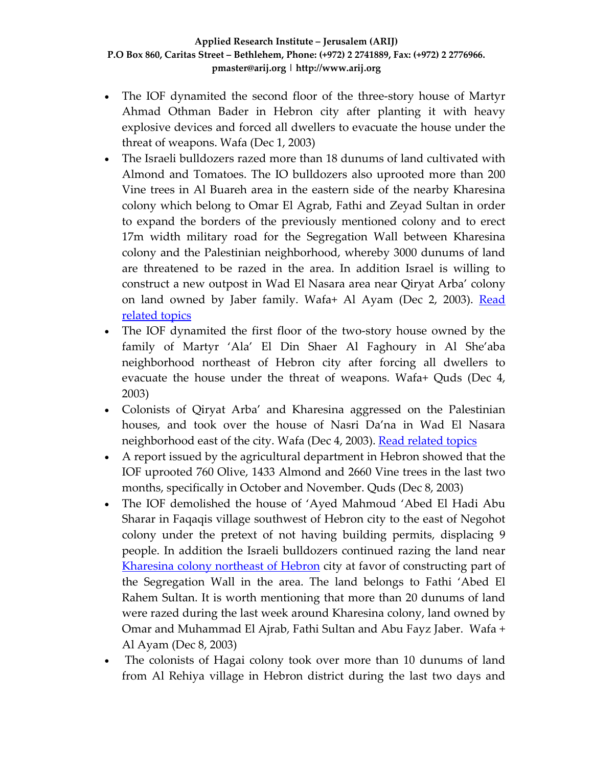- The IOF dynamited the second floor of the three-story house of Martyr Ahmad Othman Bader in Hebron city after planting it with heavy explosive devices and forced all dwellers to evacuate the house under the threat of weapons. Wafa (Dec 1, 2003)
- The Israeli bulldozers razed more than 18 dunums of land cultivated with Almond and Tomatoes. The IO bulldozers also uprooted more than 200 Vine trees in Al Buareh area in the eastern side of the nearby Kharesina colony which belong to Omar El Agrab, Fathi and Zeyad Sultan in order to expand the borders of the previously mentioned colony and to erect 17m width military road for the Segregation Wall between Kharesina colony and the Palestinian neighborhood, whereby 3000 dunums of land are threatened to be razed in the area. In addition Israel is willing to construct a new outpost in Wad El Nasara area near Qiryat Arba' colony on land owned by Jaber family. Wafa+ Al Ayam (Dec 2, 2003). Read related topics
- The IOF dynamited the first floor of the two-story house owned by the family of Martyr 'Ala' El Din Shaer Al Faghoury in Al She'aba neighborhood northeast of Hebron city after forcing all dwellers to evacuate the house under the threat of weapons. Wafa+ Quds (Dec 4, 2003)
- Colonists of Qiryat Arba' and Kharesina aggressed on the Palestinian houses, and took over the house of Nasri Da'na in Wad El Nasara neighborhood east of the city. Wafa (Dec 4, 2003). Read related topics
- A report issued by the agricultural department in Hebron showed that the IOF uprooted 760 Olive, 1433 Almond and 2660 Vine trees in the last two months, specifically in October and November. Quds (Dec 8, 2003)
- The IOF demolished the house of 'Ayed Mahmoud 'Abed El Hadi Abu Sharar in Faqaqis village southwest of Hebron city to the east of Negohot colony under the pretext of not having building permits, displacing 9 people. In addition the Israeli bulldozers continued razing the land near Kharesina colony northeast of Hebron city at favor of constructing part of the Segregation Wall in the area. The land belongs to Fathi 'Abed El Rahem Sultan. It is worth mentioning that more than 20 dunums of land were razed during the last week around Kharesina colony, land owned by Omar and Muhammad El Ajrab, Fathi Sultan and Abu Fayz Jaber. Wafa + Al Ayam (Dec 8, 2003)
- The colonists of Hagai colony took over more than 10 dunums of land from Al Rehiya village in Hebron district during the last two days and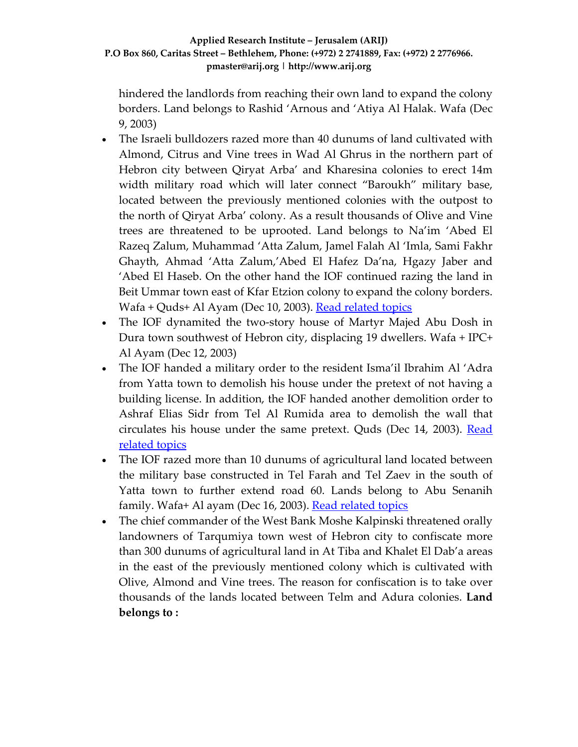hindered the landlords from reaching their own land to expand the colony borders. Land belongs to Rashid 'Arnous and 'Atiya Al Halak. Wafa (Dec 9, 2003)

- The Israeli bulldozers razed more than 40 dunums of land cultivated with Almond, Citrus and Vine trees in Wad Al Ghrus in the northern part of Hebron city between Qiryat Arba' and Kharesina colonies to erect 14m width military road which will later connect "Baroukh" military base, located between the previously mentioned colonies with the outpost to the north of Qiryat Arba' colony. As a result thousands of Olive and Vine trees are threatened to be uprooted. Land belongs to Na'im 'Abed El Razeq Zalum, Muhammad 'Atta Zalum, Jamel Falah Al 'Imla, Sami Fakhr Ghayth, Ahmad 'Atta Zalum,'Abed El Hafez Da'na, Hgazy Jaber and 'Abed El Haseb. On the other hand the IOF continued razing the land in Beit Ummar town east of Kfar Etzion colony to expand the colony borders. Wafa + Quds+ Al Ayam (Dec 10, 2003). Read related topics
- The IOF dynamited the two-story house of Martyr Majed Abu Dosh in Dura town southwest of Hebron city, displacing 19 dwellers. Wafa + IPC+ Al Ayam (Dec 12, 2003)
- The IOF handed a military order to the resident Isma'il Ibrahim Al 'Adra from Yatta town to demolish his house under the pretext of not having a building license. In addition, the IOF handed another demolition order to Ashraf Elias Sidr from Tel Al Rumida area to demolish the wall that circulates his house under the same pretext. Quds (Dec 14, 2003). Read related topics
- The IOF razed more than 10 dunums of agricultural land located between the military base constructed in Tel Farah and Tel Zaev in the south of Yatta town to further extend road 60. Lands belong to Abu Senanih family. Wafa+ Al ayam (Dec 16, 2003). Read related topics
- The chief commander of the West Bank Moshe Kalpinski threatened orally landowners of Tarqumiya town west of Hebron city to confiscate more than 300 dunums of agricultural land in At Tiba and Khalet El Dab'a areas in the east of the previously mentioned colony which is cultivated with Olive, Almond and Vine trees. The reason for confiscation is to take over thousands of the lands located between Telm and Adura colonies. **Land belongs to :**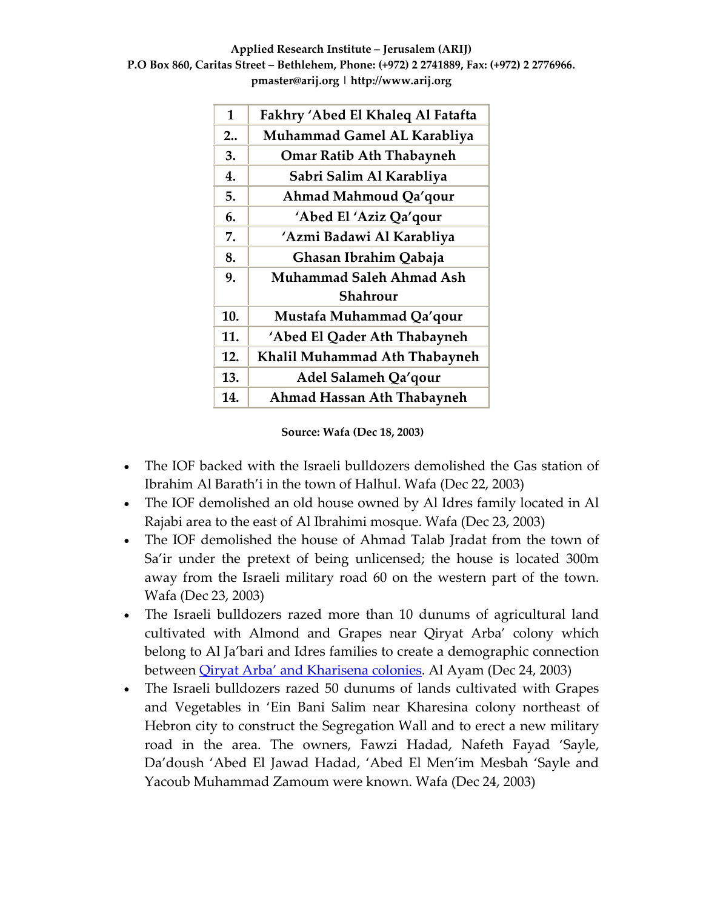| 1 | Fakhry 'Abed El Khaleq Al Fatafta |
|---|---|
| 2.. | Muhammad Gamel AL Karabliya |
| 3. | Omar Ratib Ath Thabayneh |
| 4. | Sabri Salim Al Karabliya |
| 5. | Ahmad Mahmoud Qa'qour |
| 6. | 'Abed El 'Aziz Qa'qour |
| 7. | 'Azmi Badawi Al Karabliya |
| 8. | Ghasan Ibrahim Qabaja |
| 9. | Muhammad Saleh Ahmad Ash Shahrour |
| 10. | Mustafa Muhammad Qa'qour |
| 11. | 'Abed El Qader Ath Thabayneh |
| 12. | Khalil Muhammad Ath Thabayneh |
| 13. | Adel Salameh Qa'qour |
| 14. | Ahmad Hassan Ath Thabayneh |

**Source: Wafa (Dec 18, 2003)**

- The IOF backed with the Israeli bulldozers demolished the Gas station of Ibrahim Al Barath'i in the town of Halhul. Wafa (Dec 22, 2003)
- The IOF demolished an old house owned by Al Idres family located in Al Rajabi area to the east of Al Ibrahimi mosque. Wafa (Dec 23, 2003)
- The IOF demolished the house of Ahmad Talab Jradat from the town of Sa'ir under the pretext of being unlicensed; the house is located 300m away from the Israeli military road 60 on the western part of the town. Wafa (Dec 23, 2003)
- The Israeli bulldozers razed more than 10 dunums of agricultural land cultivated with Almond and Grapes near Qiryat Arba' colony which belong to Al Ja'bari and Idres families to create a demographic connection between Qiryat Arba' and Kharisena colonies. Al Ayam (Dec 24, 2003)
- The Israeli bulldozers razed 50 dunums of lands cultivated with Grapes and Vegetables in 'Ein Bani Salim near Kharesina colony northeast of Hebron city to construct the Segregation Wall and to erect a new military road in the area. The owners, Fawzi Hadad, Nafeth Fayad 'Sayle, Da'doush 'Abed El Jawad Hadad, 'Abed El Men'im Mesbah 'Sayle and Yacoub Muhammad Zamoum were known. Wafa (Dec 24, 2003)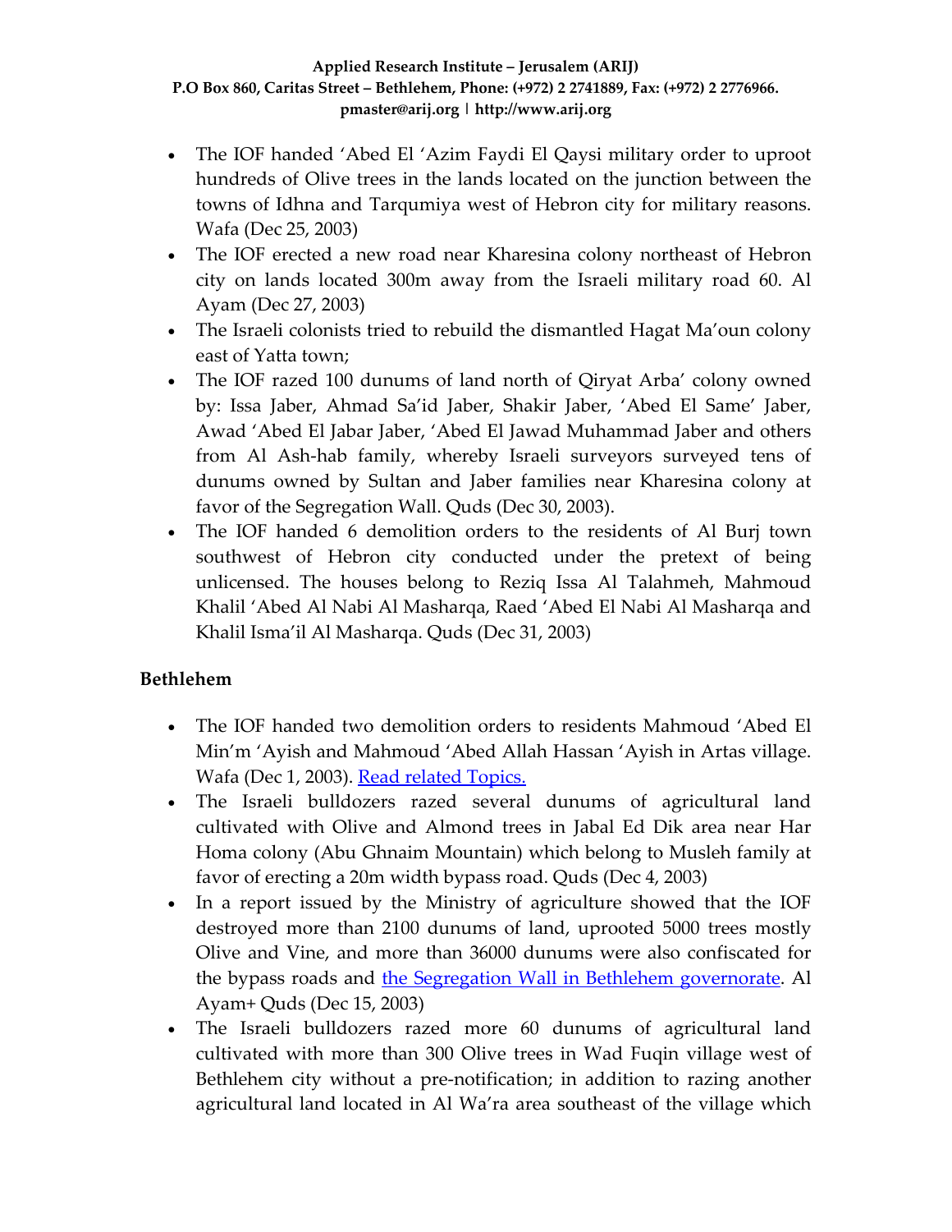- The IOF handed 'Abed El 'Azim Faydi El Qaysi military order to uproot hundreds of Olive trees in the lands located on the junction between the towns of Idhna and Tarqumiya west of Hebron city for military reasons. Wafa (Dec 25, 2003)
- The IOF erected a new road near Kharesina colony northeast of Hebron city on lands located 300m away from the Israeli military road 60. Al Ayam (Dec 27, 2003)
- The Israeli colonists tried to rebuild the dismantled Hagat Ma'oun colony east of Yatta town;
- The IOF razed 100 dunums of land north of Qiryat Arba' colony owned by: Issa Jaber, Ahmad Sa'id Jaber, Shakir Jaber, 'Abed El Same' Jaber, Awad 'Abed El Jabar Jaber, 'Abed El Jawad Muhammad Jaber and others from Al Ash-hab family, whereby Israeli surveyors surveyed tens of dunums owned by Sultan and Jaber families near Kharesina colony at favor of the Segregation Wall. Quds (Dec 30, 2003).
- The IOF handed 6 demolition orders to the residents of Al Burj town southwest of Hebron city conducted under the pretext of being unlicensed. The houses belong to Reziq Issa Al Talahmeh, Mahmoud Khalil 'Abed Al Nabi Al Masharqa, Raed 'Abed El Nabi Al Masharqa and Khalil Isma'il Al Masharqa. Quds (Dec 31, 2003)

### Bethlehem

- The IOF handed two demolition orders to residents Mahmoud 'Abed El Min'm 'Ayish and Mahmoud 'Abed Allah Hassan 'Ayish in Artas village. Wafa (Dec 1, 2003). Read related Topics.
- The Israeli bulldozers razed several dunums of agricultural land cultivated with Olive and Almond trees in Jabal Ed Dik area near Har Homa colony (Abu Ghnaim Mountain) which belong to Musleh family at favor of erecting a 20m width bypass road. Quds (Dec 4, 2003)
- In a report issued by the Ministry of agriculture showed that the IOF destroyed more than 2100 dunums of land, uprooted 5000 trees mostly Olive and Vine, and more than 36000 dunums were also confiscated for the bypass roads and the Segregation Wall in Bethlehem governorate. Al Ayam+ Quds (Dec 15, 2003)
- The Israeli bulldozers razed more 60 dunums of agricultural land cultivated with more than 300 Olive trees in Wad Fuqin village west of Bethlehem city without a pre-notification; in addition to razing another agricultural land located in Al Wa'ra area southeast of the village which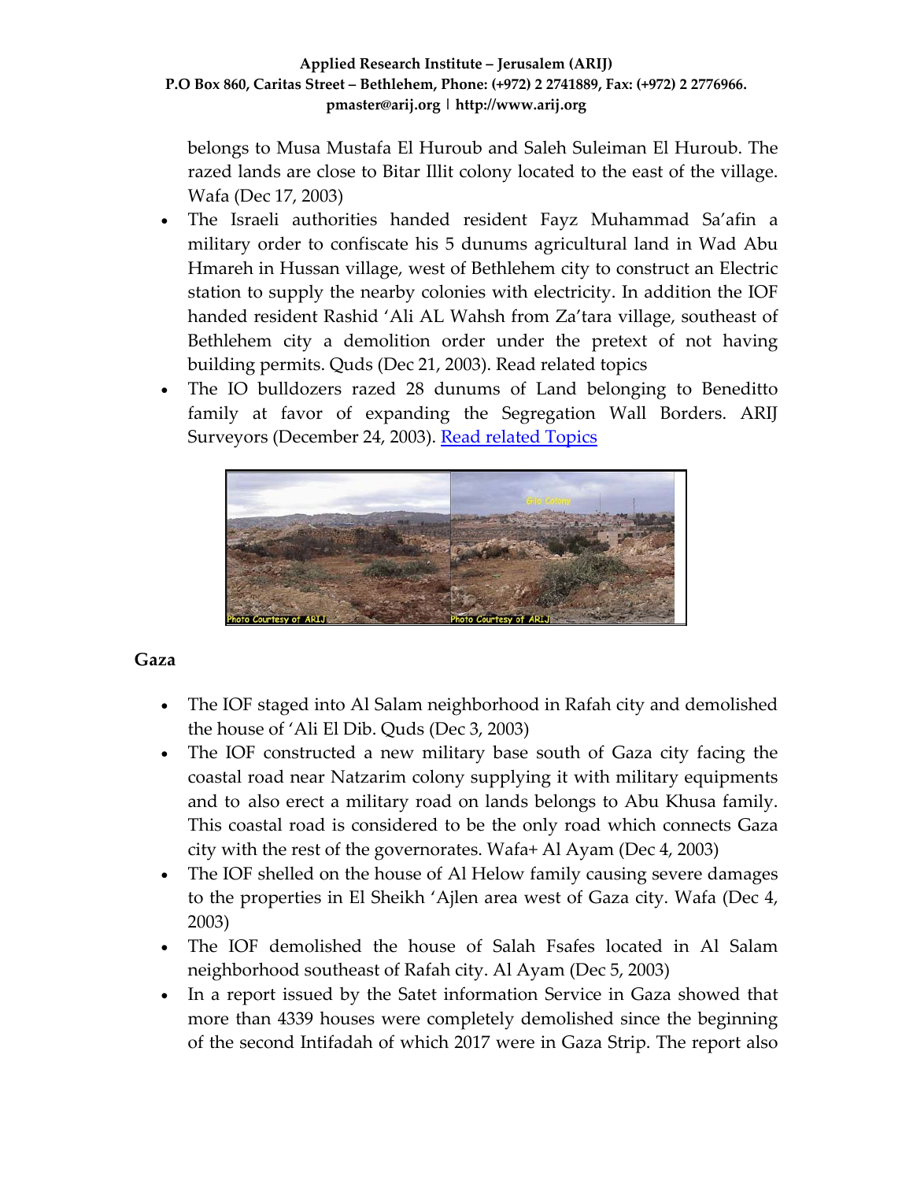belongs to Musa Mustafa El Huroub and Saleh Suleiman El Huroub. The razed lands are close to Bitar Illit colony located to the east of the village. Wafa (Dec 17, 2003)

- The Israeli authorities handed resident Fayz Muhammad Sa'afin a military order to confiscate his 5 dunums agricultural land in Wad Abu Hmareh in Hussan village, west of Bethlehem city to construct an Electric station to supply the nearby colonies with electricity. In addition the IOF handed resident Rashid 'Ali AL Wahsh from Za'tara village, southeast of Bethlehem city a demolition order under the pretext of not having building permits. Quds (Dec 21, 2003). Read related topics
- The IO bulldozers razed 28 dunums of Land belonging to Beneditto family at favor of expanding the Segregation Wall Borders. ARIJ Surveyors (December 24, 2003). Read related Topics

## Gaza

- The IOF staged into Al Salam neighborhood in Rafah city and demolished the house of 'Ali El Dib. Quds (Dec 3, 2003)
- The IOF constructed a new military base south of Gaza city facing the coastal road near Natzarim colony supplying it with military equipments and to also erect a military road on lands belongs to Abu Khusa family. This coastal road is considered to be the only road which connects Gaza city with the rest of the governorates. Wafa+ Al Ayam (Dec 4, 2003)
- The IOF shelled on the house of Al Helow family causing severe damages to the properties in El Sheikh 'Ajlen area west of Gaza city. Wafa (Dec 4, 2003)
- The IOF demolished the house of Salah Fsafes located in Al Salam neighborhood southeast of Rafah city. Al Ayam (Dec 5, 2003)
- In a report issued by the Satet information Service in Gaza showed that more than 4339 houses were completely demolished since the beginning of the second Intifadah of which 2017 were in Gaza Strip. The report also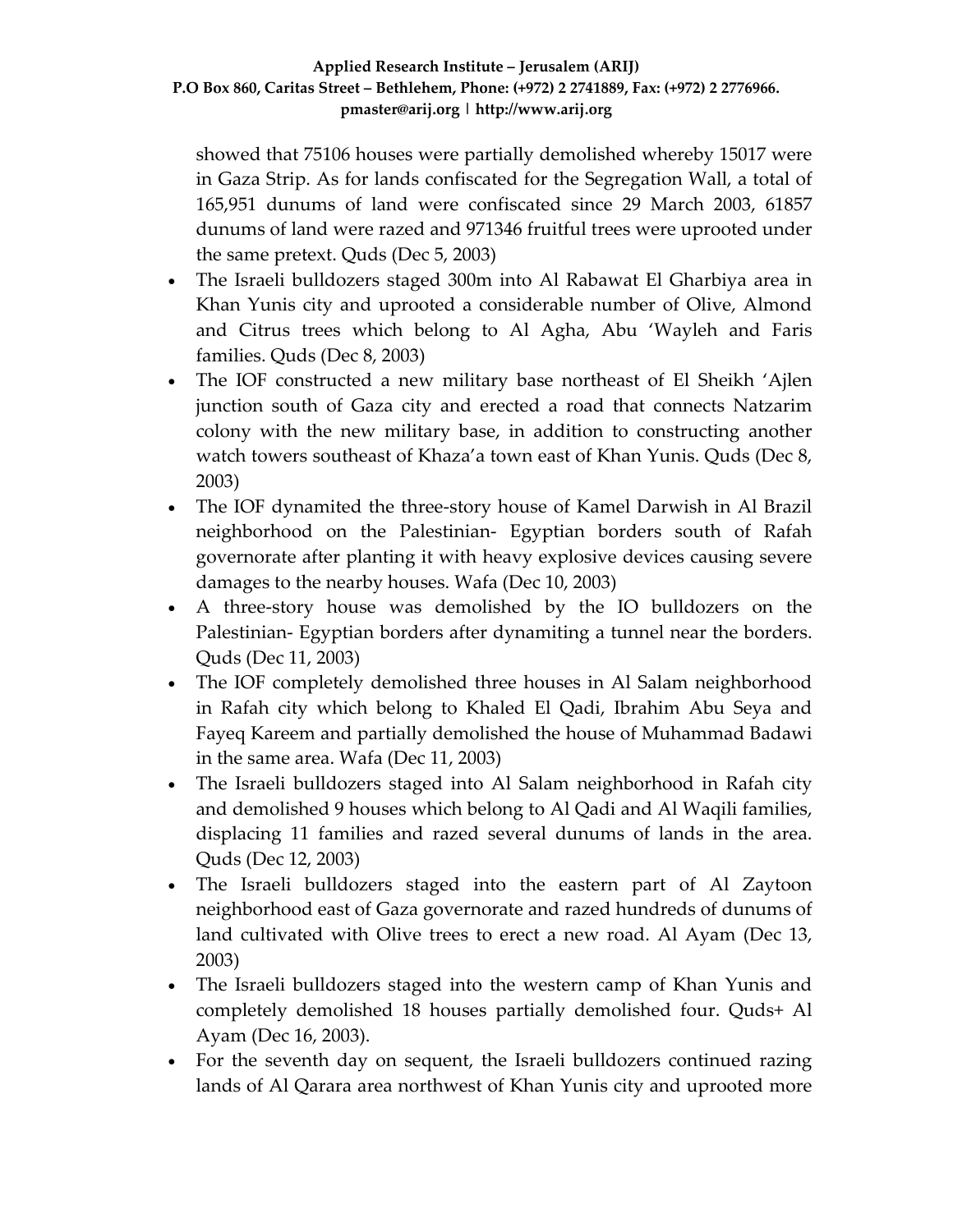showed that 75106 houses were partially demolished whereby 15017 were in Gaza Strip. As for lands confiscated for the Segregation Wall, a total of 165,951 dunums of land were confiscated since 29 March 2003, 61857 dunums of land were razed and 971346 fruitful trees were uprooted under the same pretext. Quds (Dec 5, 2003)

- The Israeli bulldozers staged 300m into Al Rabawat El Gharbiya area in Khan Yunis city and uprooted a considerable number of Olive, Almond and Citrus trees which belong to Al Agha, Abu 'Wayleh and Faris families. Quds (Dec 8, 2003)
- The IOF constructed a new military base northeast of El Sheikh 'Ajlen junction south of Gaza city and erected a road that connects Natzarim colony with the new military base, in addition to constructing another watch towers southeast of Khaza'a town east of Khan Yunis. Quds (Dec 8, 2003)
- The IOF dynamited the three-story house of Kamel Darwish in Al Brazil neighborhood on the Palestinian- Egyptian borders south of Rafah governorate after planting it with heavy explosive devices causing severe damages to the nearby houses. Wafa (Dec 10, 2003)
- A three-story house was demolished by the IO bulldozers on the Palestinian- Egyptian borders after dynamiting a tunnel near the borders. Quds (Dec 11, 2003)
- The IOF completely demolished three houses in Al Salam neighborhood in Rafah city which belong to Khaled El Qadi, Ibrahim Abu Seya and Fayeq Kareem and partially demolished the house of Muhammad Badawi in the same area. Wafa (Dec 11, 2003)
- The Israeli bulldozers staged into Al Salam neighborhood in Rafah city and demolished 9 houses which belong to Al Qadi and Al Waqili families, displacing 11 families and razed several dunums of lands in the area. Quds (Dec 12, 2003)
- The Israeli bulldozers staged into the eastern part of Al Zaytoon neighborhood east of Gaza governorate and razed hundreds of dunums of land cultivated with Olive trees to erect a new road. Al Ayam (Dec 13, 2003)
- The Israeli bulldozers staged into the western camp of Khan Yunis and completely demolished 18 houses partially demolished four. Quds+ Al Ayam (Dec 16, 2003).
- For the seventh day on sequent, the Israeli bulldozers continued razing lands of Al Qarara area northwest of Khan Yunis city and uprooted more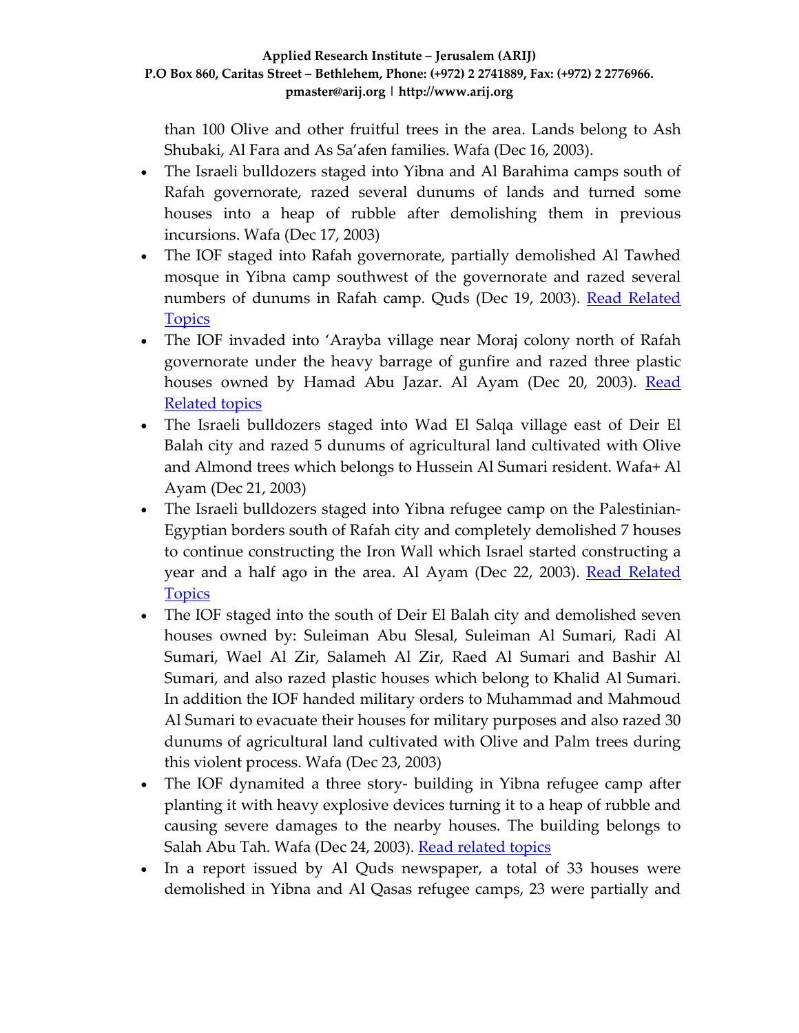than 100 Olive and other fruitful trees in the area. Lands belong to Ash Shubaki, Al Fara and As Sa'afen families. Wafa (Dec 16, 2003).

- The Israeli bulldozers staged into Yibna and Al Barahima camps south of Rafah governorate, razed several dunums of lands and turned some houses into a heap of rubble after demolishing them in previous incursions. Wafa (Dec 17, 2003)
- The IOF staged into Rafah governorate, partially demolished Al Tawhed mosque in Yibna camp southwest of the governorate and razed several numbers of dunums in Rafah camp. Quds (Dec 19, 2003). Read Related Topics
- The IOF invaded into 'Arayba village near Moraj colony north of Rafah governorate under the heavy barrage of gunfire and razed three plastic houses owned by Hamad Abu Jazar. Al Ayam (Dec 20, 2003). Read Related topics
- The Israeli bulldozers staged into Wad El Salqa village east of Deir El Balah city and razed 5 dunums of agricultural land cultivated with Olive and Almond trees which belongs to Hussein Al Sumari resident. Wafa+ Al Ayam (Dec 21, 2003)
- The Israeli bulldozers staged into Yibna refugee camp on the Palestinian-Egyptian borders south of Rafah city and completely demolished 7 houses to continue constructing the Iron Wall which Israel started constructing a year and a half ago in the area. Al Ayam (Dec 22, 2003). Read Related Topics
- The IOF staged into the south of Deir El Balah city and demolished seven houses owned by: Suleiman Abu Slesal, Suleiman Al Sumari, Radi Al Sumari, Wael Al Zir, Salameh Al Zir, Raed Al Sumari and Bashir Al Sumari, and also razed plastic houses which belong to Khalid Al Sumari. In addition the IOF handed military orders to Muhammad and Mahmoud Al Sumari to evacuate their houses for military purposes and also razed 30 dunums of agricultural land cultivated with Olive and Palm trees during this violent process. Wafa (Dec 23, 2003)
- The IOF dynamited a three story- building in Yibna refugee camp after planting it with heavy explosive devices turning it to a heap of rubble and causing severe damages to the nearby houses. The building belongs to Salah Abu Tah. Wafa (Dec 24, 2003). Read related topics
- In a report issued by Al Quds newspaper, a total of 33 houses were demolished in Yibna and Al Qasas refugee camps, 23 were partially and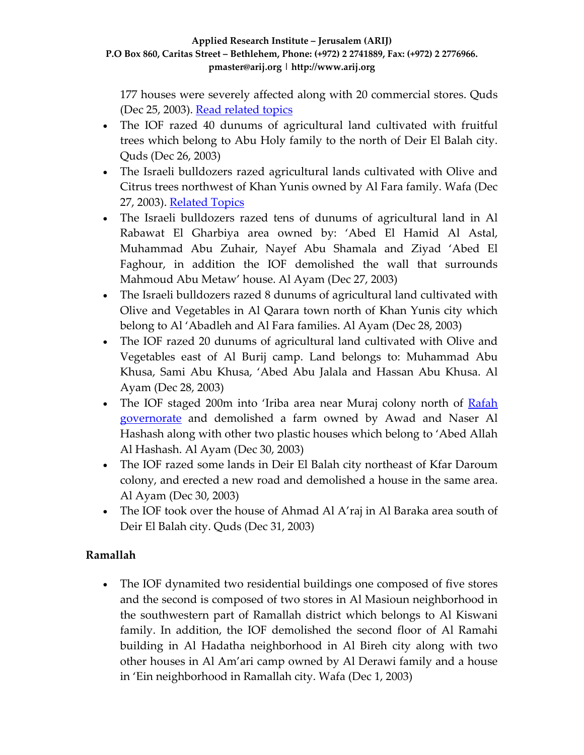177 houses were severely affected along with 20 commercial stores. Quds (Dec 25, 2003). [Read related topics]

- The IOF razed 40 dunums of agricultural land cultivated with fruitful trees which belong to Abu Holy family to the north of Deir El Balah city. Quds (Dec 26, 2003)
- The Israeli bulldozers razed agricultural lands cultivated with Olive and Citrus trees northwest of Khan Yunis owned by Al Fara family. Wafa (Dec 27, 2003). [Related Topics]
- The Israeli bulldozers razed tens of dunums of agricultural land in Al Rabawat El Gharbiya area owned by: 'Abed El Hamid Al Astal, Muhammad Abu Zuhair, Nayef Abu Shamala and Ziyad 'Abed El Faghour, in addition the IOF demolished the wall that surrounds Mahmoud Abu Metaw' house. Al Ayam (Dec 27, 2003)
- The Israeli bulldozers razed 8 dunums of agricultural land cultivated with Olive and Vegetables in Al Qarara town north of Khan Yunis city which belong to Al 'Abadleh and Al Fara families. Al Ayam (Dec 28, 2003)
- The IOF razed 20 dunums of agricultural land cultivated with Olive and Vegetables east of Al Burij camp. Land belongs to: Muhammad Abu Khusa, Sami Abu Khusa, 'Abed Abu Jalala and Hassan Abu Khusa. Al Ayam (Dec 28, 2003)
- The IOF staged 200m into 'Iriba area near Muraj colony north of [Rafah governorate] and demolished a farm owned by Awad and Naser Al Hashash along with other two plastic houses which belong to 'Abed Allah Al Hashash. Al Ayam (Dec 30, 2003)
- The IOF razed some lands in Deir El Balah city northeast of Kfar Daroum colony, and erected a new road and demolished a house in the same area. Al Ayam (Dec 30, 2003)
- The IOF took over the house of Ahmad Al A'raj in Al Baraka area south of Deir El Balah city. Quds (Dec 31, 2003)

**Ramallah**

- The IOF dynamited two residential buildings one composed of five stores and the second is composed of two stores in Al Masioun neighborhood in the southwestern part of Ramallah district which belongs to Al Kiswani family. In addition, the IOF demolished the second floor of Al Ramahi building in Al Hadatha neighborhood in Al Bireh city along with two other houses in Al Am'ari camp owned by Al Derawi family and a house in 'Ein neighborhood in Ramallah city. Wafa (Dec 1, 2003)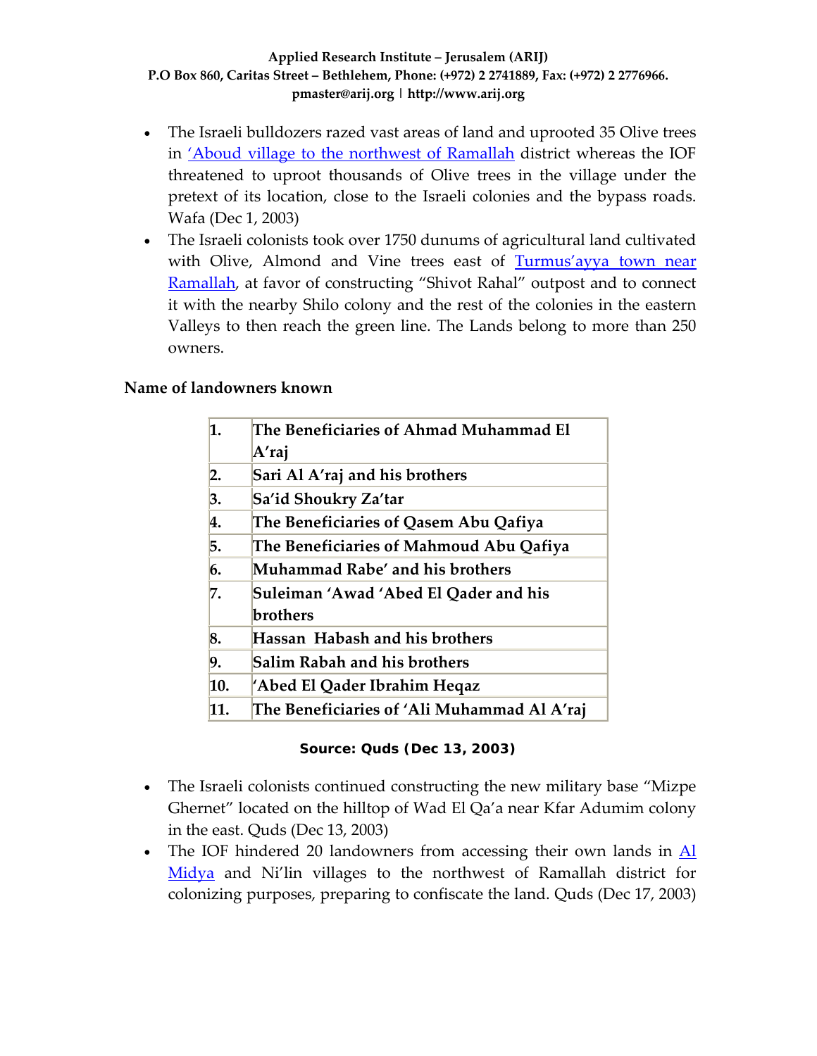- The Israeli bulldozers razed vast areas of land and uprooted 35 Olive trees in 'Aboud village to the northwest of Ramallah district whereas the IOF threatened to uproot thousands of Olive trees in the village under the pretext of its location, close to the Israeli colonies and the bypass roads. Wafa (Dec 1, 2003)
- The Israeli colonists took over 1750 dunums of agricultural land cultivated with Olive, Almond and Vine trees east of Turmus'ayya town near Ramallah, at favor of constructing "Shivot Rahal" outpost and to connect it with the nearby Shilo colony and the rest of the colonies in the eastern Valleys to then reach the green line. The Lands belong to more than 250 owners.

**Name of landowners known**

| | |
|---|---|
| **1.** | **The Beneficiaries of Ahmad Muhammad El A'raj** |
| **2.** | **Sari Al A'raj and his brothers** |
| **3.** | **Sa'id Shoukry Za'tar** |
| **4.** | **The Beneficiaries of Qasem Abu Qafiya** |
| **5.** | **The Beneficiaries of Mahmoud Abu Qafiya** |
| **6.** | **Muhammad Rabe' and his brothers** |
| **7.** | **Suleiman 'Awad 'Abed El Qader and his brothers** |
| **8.** | **Hassan Habash and his brothers** |
| **9.** | **Salim Rabah and his brothers** |
| **10.** | **'Abed El Qader Ibrahim Heqaz** |
| **11.** | **The Beneficiaries of 'Ali Muhammad Al A'raj** |

**Source: Quds (Dec 13, 2003)**

- The Israeli colonists continued constructing the new military base "Mizpe Ghernet" located on the hilltop of Wad El Qa'a near Kfar Adumim colony in the east. Quds (Dec 13, 2003)
- The IOF hindered 20 landowners from accessing their own lands in Al Midya and Ni'lin villages to the northwest of Ramallah district for colonizing purposes, preparing to confiscate the land. Quds (Dec 17, 2003)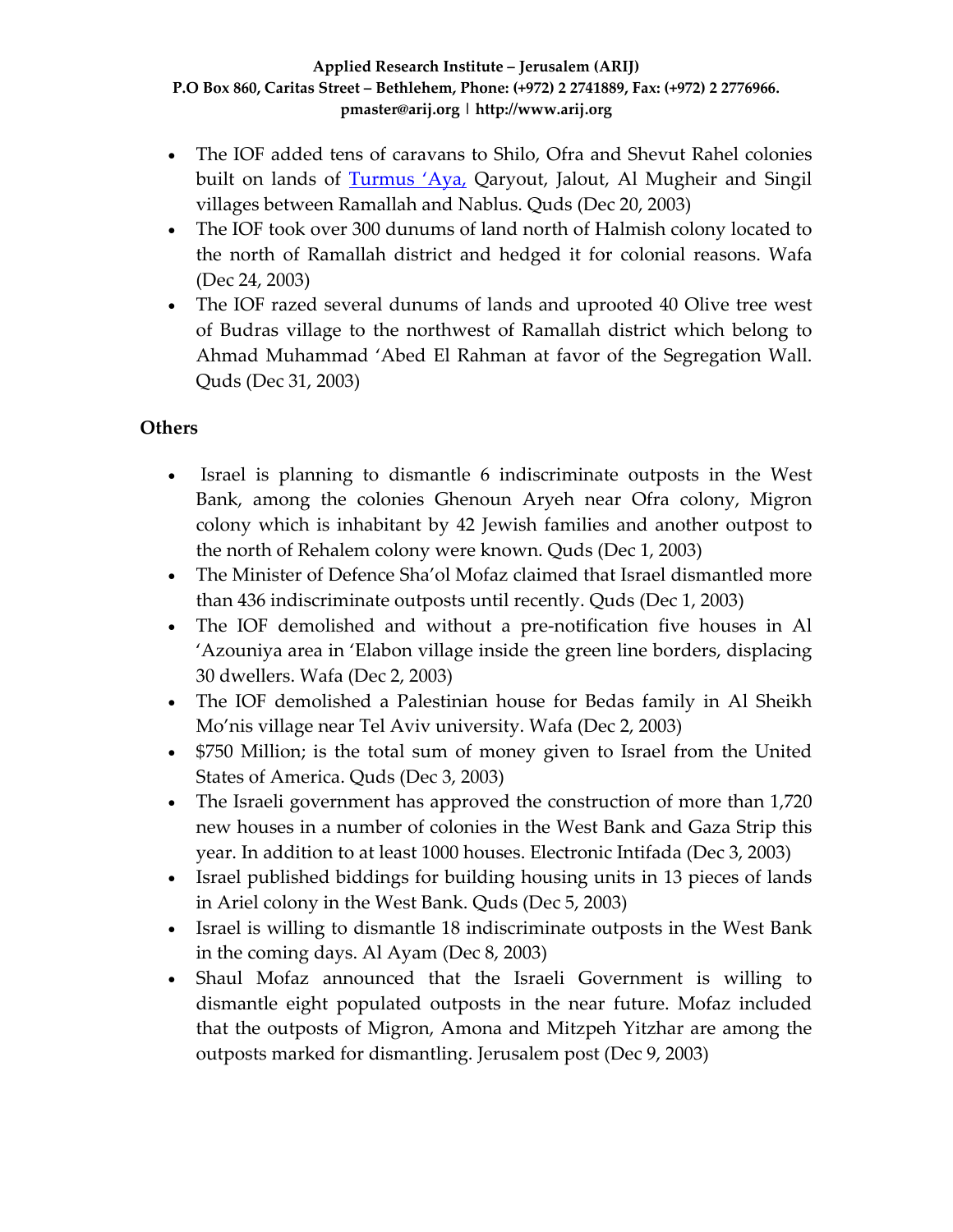- The IOF added tens of caravans to Shilo, Ofra and Shevut Rahel colonies built on lands of [Turmus 'Aya,]() Qaryout, Jalout, Al Mugheir and Singil villages between Ramallah and Nablus. Quds (Dec 20, 2003)
- The IOF took over 300 dunums of land north of Halmish colony located to the north of Ramallah district and hedged it for colonial reasons. Wafa (Dec 24, 2003)
- The IOF razed several dunums of lands and uprooted 40 Olive tree west of Budras village to the northwest of Ramallah district which belong to Ahmad Muhammad 'Abed El Rahman at favor of the Segregation Wall. Quds (Dec 31, 2003)

### Others

- Israel is planning to dismantle 6 indiscriminate outposts in the West Bank, among the colonies Ghenoun Aryeh near Ofra colony, Migron colony which is inhabitant by 42 Jewish families and another outpost to the north of Rehalem colony were known. Quds (Dec 1, 2003)
- The Minister of Defence Sha'ol Mofaz claimed that Israel dismantled more than 436 indiscriminate outposts until recently. Quds (Dec 1, 2003)
- The IOF demolished and without a pre-notification five houses in Al 'Azouniya area in 'Elabon village inside the green line borders, displacing 30 dwellers. Wafa (Dec 2, 2003)
- The IOF demolished a Palestinian house for Bedas family in Al Sheikh Mo'nis village near Tel Aviv university. Wafa (Dec 2, 2003)
- $750 Million; is the total sum of money given to Israel from the United States of America. Quds (Dec 3, 2003)
- The Israeli government has approved the construction of more than 1,720 new houses in a number of colonies in the West Bank and Gaza Strip this year. In addition to at least 1000 houses. Electronic Intifada (Dec 3, 2003)
- Israel published biddings for building housing units in 13 pieces of lands in Ariel colony in the West Bank. Quds (Dec 5, 2003)
- Israel is willing to dismantle 18 indiscriminate outposts in the West Bank in the coming days. Al Ayam (Dec 8, 2003)
- Shaul Mofaz announced that the Israeli Government is willing to dismantle eight populated outposts in the near future. Mofaz included that the outposts of Migron, Amona and Mitzpeh Yitzhar are among the outposts marked for dismantling. Jerusalem post (Dec 9, 2003)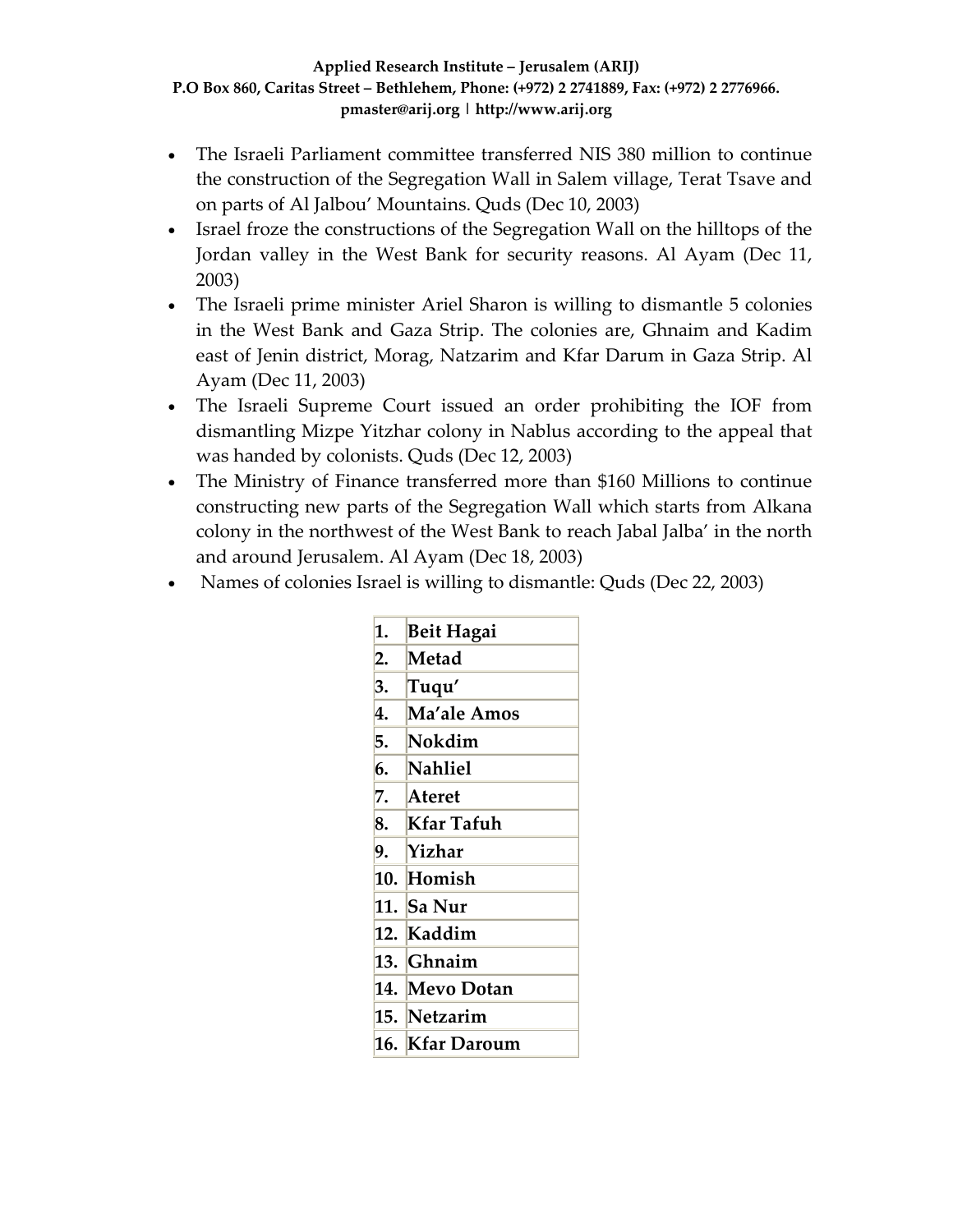- The Israeli Parliament committee transferred NIS 380 million to continue the construction of the Segregation Wall in Salem village, Terat Tsave and on parts of Al Jalbou' Mountains. Quds (Dec 10, 2003)
- Israel froze the constructions of the Segregation Wall on the hilltops of the Jordan valley in the West Bank for security reasons. Al Ayam (Dec 11, 2003)
- The Israeli prime minister Ariel Sharon is willing to dismantle 5 colonies in the West Bank and Gaza Strip. The colonies are, Ghnaim and Kadim east of Jenin district, Morag, Natzarim and Kfar Darum in Gaza Strip. Al Ayam (Dec 11, 2003)
- The Israeli Supreme Court issued an order prohibiting the IOF from dismantling Mizpe Yitzhar colony in Nablus according to the appeal that was handed by colonists. Quds (Dec 12, 2003)
- The Ministry of Finance transferred more than $160 Millions to continue constructing new parts of the Segregation Wall which starts from Alkana colony in the northwest of the West Bank to reach Jabal Jalba' in the north and around Jerusalem. Al Ayam (Dec 18, 2003)
- Names of colonies Israel is willing to dismantle: Quds (Dec 22, 2003)

| | |
|---|---|
| 1. | **Beit Hagai** |
| 2. | **Metad** |
| 3. | **Tuqu'** |
| 4. | **Ma'ale Amos** |
| 5. | **Nokdim** |
| 6. | **Nahliel** |
| 7. | **Ateret** |
| 8. | **Kfar Tafuh** |
| 9. | **Yizhar** |
| 10. | **Homish** |
| 11. | **Sa Nur** |
| 12. | **Kaddim** |
| 13. | **Ghnaim** |
| 14. | **Mevo Dotan** |
| 15. | **Netzarim** |
| 16. | **Kfar Daroum** |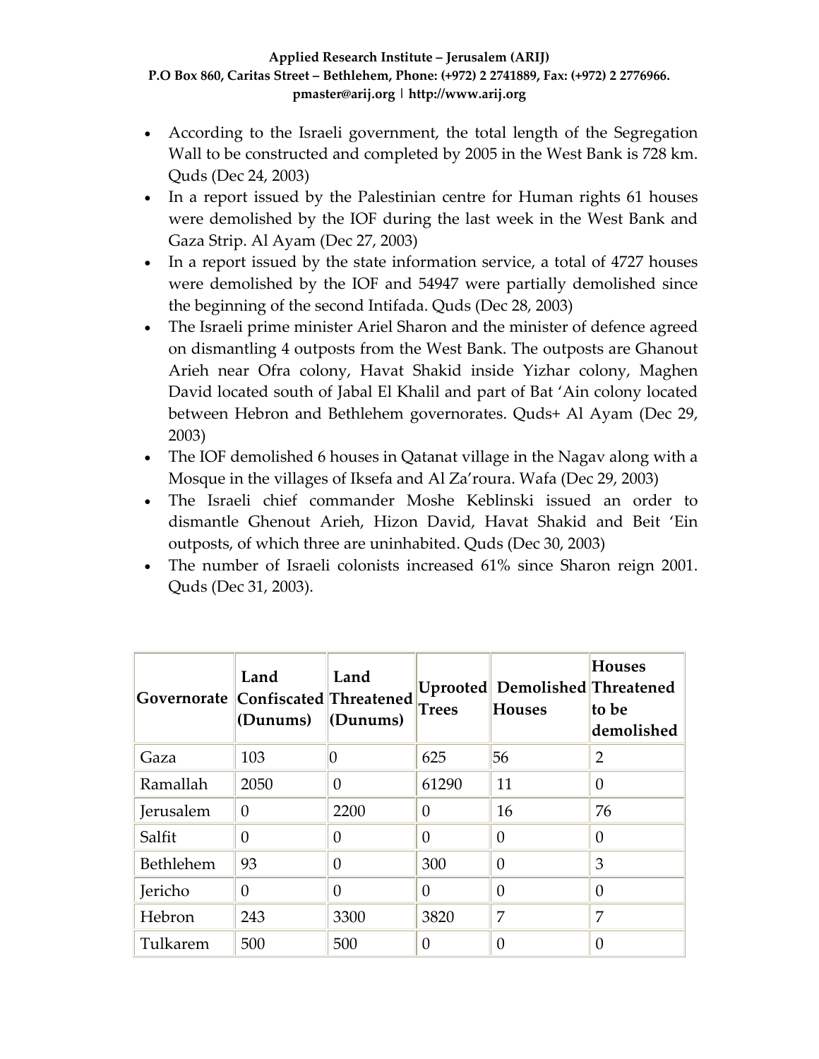- According to the Israeli government, the total length of the Segregation Wall to be constructed and completed by 2005 in the West Bank is 728 km. Quds (Dec 24, 2003)
- In a report issued by the Palestinian centre for Human rights 61 houses were demolished by the IOF during the last week in the West Bank and Gaza Strip. Al Ayam (Dec 27, 2003)
- In a report issued by the state information service, a total of 4727 houses were demolished by the IOF and 54947 were partially demolished since the beginning of the second Intifada. Quds (Dec 28, 2003)
- The Israeli prime minister Ariel Sharon and the minister of defence agreed on dismantling 4 outposts from the West Bank. The outposts are Ghanout Arieh near Ofra colony, Havat Shakid inside Yizhar colony, Maghen David located south of Jabal El Khalil and part of Bat 'Ain colony located between Hebron and Bethlehem governorates. Quds+ Al Ayam (Dec 29, 2003)
- The IOF demolished 6 houses in Qatanat village in the Nagav along with a Mosque in the villages of Iksefa and Al Za'roura. Wafa (Dec 29, 2003)
- The Israeli chief commander Moshe Keblinski issued an order to dismantle Ghenout Arieh, Hizon David, Havat Shakid and Beit 'Ein outposts, of which three are uninhabited. Quds (Dec 30, 2003)
- The number of Israeli colonists increased 61% since Sharon reign 2001. Quds (Dec 31, 2003).

| Governorate | Land Confiscated (Dunums) | Land Threatened (Dunums) | Uprooted Trees | Demolished Houses | Houses Threatened to be demolished |
|---|---|---|---|---|---|
| Gaza | 103 | 0 | 625 | 56 | 2 |
| Ramallah | 2050 | 0 | 61290 | 11 | 0 |
| Jerusalem | 0 | 2200 | 0 | 16 | 76 |
| Salfit | 0 | 0 | 0 | 0 | 0 |
| Bethlehem | 93 | 0 | 300 | 0 | 3 |
| Jericho | 0 | 0 | 0 | 0 | 0 |
| Hebron | 243 | 3300 | 3820 | 7 | 7 |
| Tulkarem | 500 | 500 | 0 | 0 | 0 |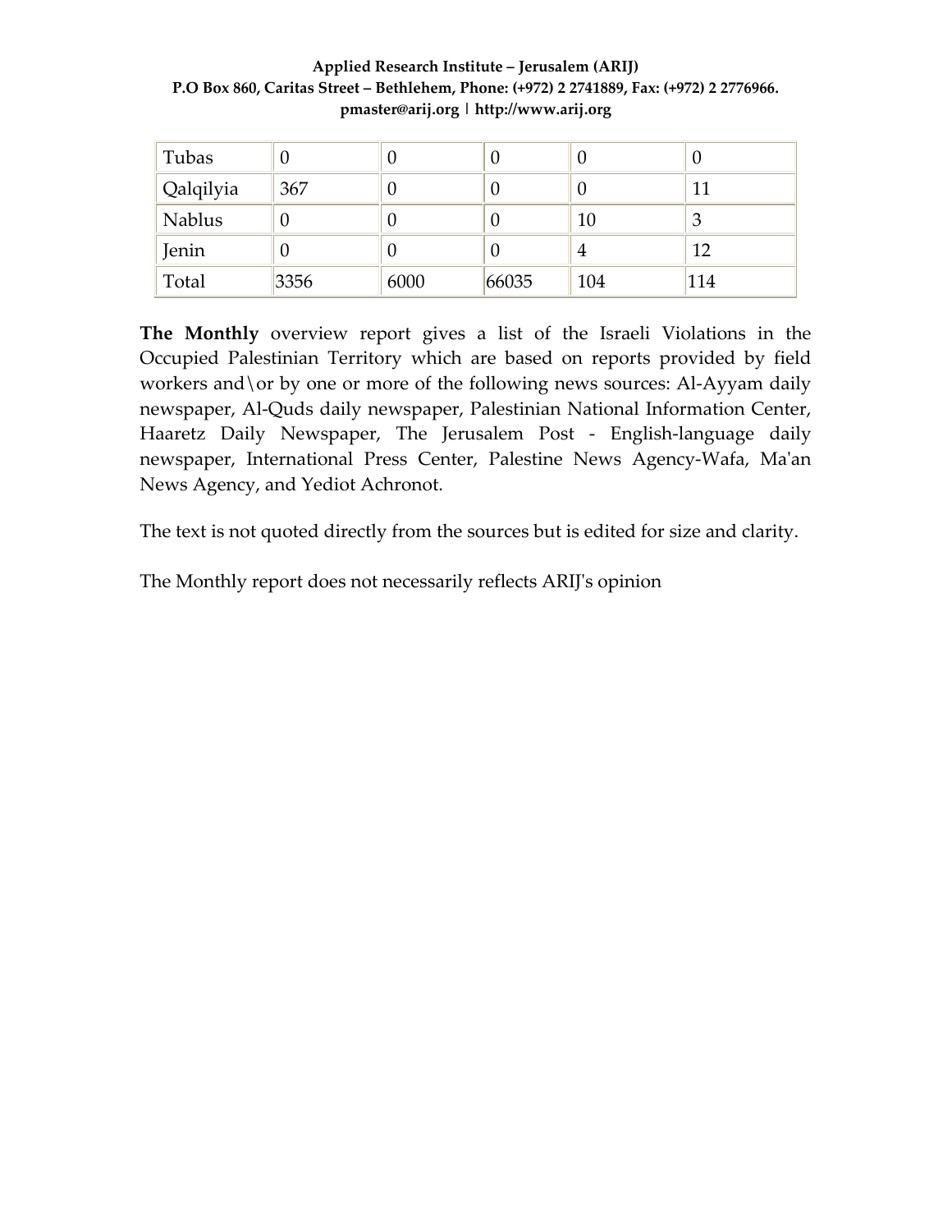| | | | | | |
|---|---|---|---|---|---|
| Tubas | 0 | 0 | 0 | 0 | 0 |
| Qalqilyia | 367 | 0 | 0 | 0 | 11 |
| Nablus | 0 | 0 | 0 | 10 | 3 |
| Jenin | 0 | 0 | 0 | 4 | 12 |
| Total | 3356 | 6000 | 66035 | 104 | 114 |

**The Monthly** overview report gives a list of the Israeli Violations in the Occupied Palestinian Territory which are based on reports provided by field workers and\or by one or more of the following news sources: Al-Ayyam daily newspaper, Al-Quds daily newspaper, Palestinian National Information Center, Haaretz Daily Newspaper, The Jerusalem Post - English-language daily newspaper, International Press Center, Palestine News Agency-Wafa, Ma'an News Agency, and Yediot Achronot.

The text is not quoted directly from the sources but is edited for size and clarity.

The Monthly report does not necessarily reflects ARIJ's opinion